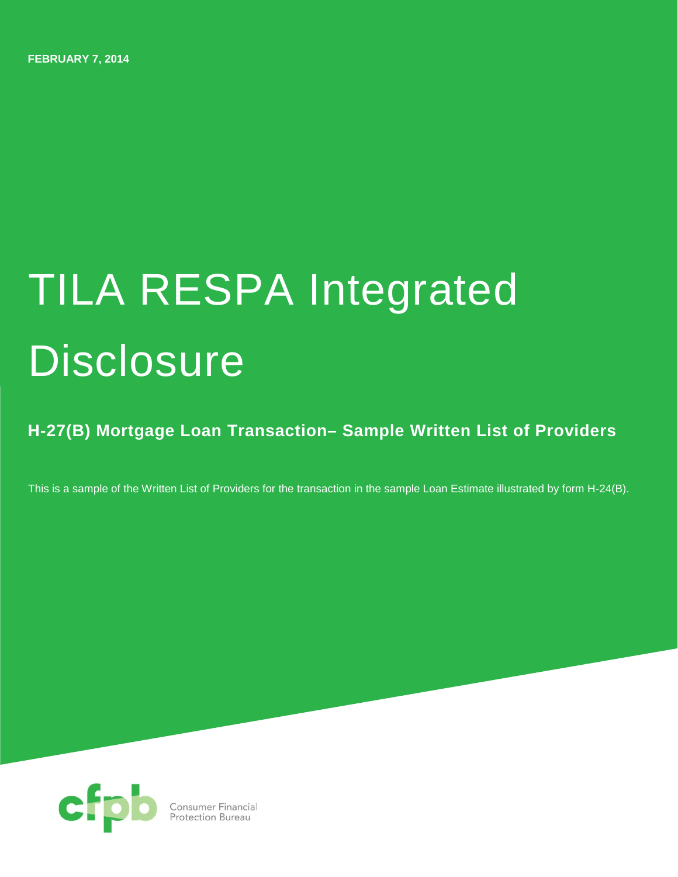**FEBRUARY 7, 2014**

# TILA RESPA Integrated Disclosure

## H-27(B) Mortgage Loan Transaction– Sample Written List of Providers

This is a sample of the Written List of Providers for the transaction in the sample Loan Estimate illustrated by form H-24(B).

Consumer Financial Protection Bureau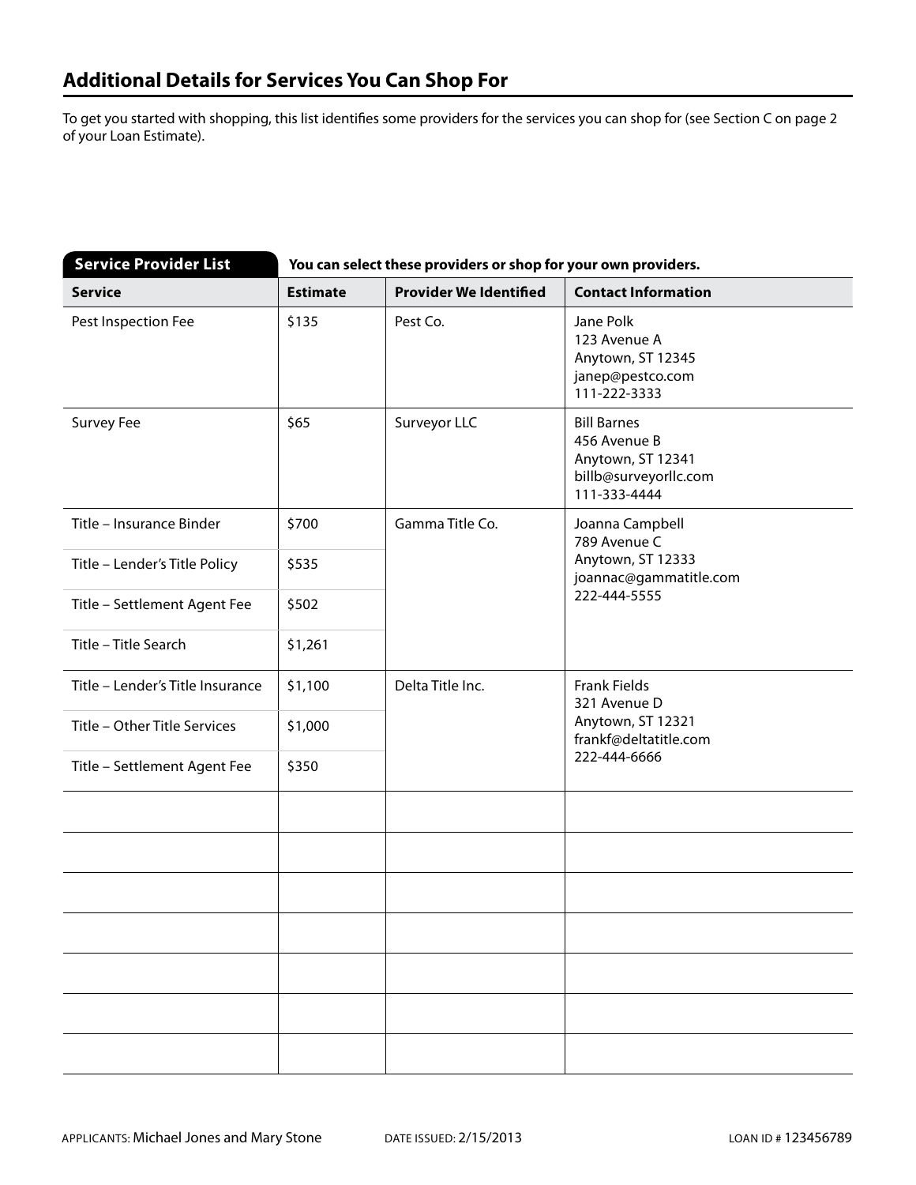## Additional Details for Services You Can Shop For

To get you started with shopping, this list identifies some providers for the services you can shop for (see Section C on page 2 of your Loan Estimate).

**Service Provider List** — **You can select these providers or shop for your own providers.**

| Service | Estimate | Provider We Identified | Contact Information |
|---|---|---|---|
| Pest Inspection Fee | $135 | Pest Co. | Jane Polk<br>123 Avenue A<br>Anytown, ST 12345<br>janep@pestco.com<br>111-222-3333 |
| Survey Fee | $65 | Surveyor LLC | Bill Barnes<br>456 Avenue B<br>Anytown, ST 12341<br>billb@surveyorllc.com<br>111-333-4444 |
| Title – Insurance Binder | $700 | Gamma Title Co. | Joanna Campbell<br>789 Avenue C<br>Anytown, ST 12333<br>joannac@gammatitle.com<br>222-444-5555 |
| Title – Lender's Title Policy | $535 | | |
| Title – Settlement Agent Fee | $502 | | |
| Title – Title Search | $1,261 | | |
| Title – Lender's Title Insurance | $1,100 | Delta Title Inc. | Frank Fields<br>321 Avenue D<br>Anytown, ST 12321<br>frankf@deltatitle.com<br>222-444-6666 |
| Title – Other Title Services | $1,000 | | |
| Title – Settlement Agent Fee | $350 | | |
| | | | |
| | | | |
| | | | |
| | | | |
| | | | |
| | | | |
| | | | |

APPLICANTS: Michael Jones and Mary Stone DATE ISSUED: 2/15/2013 LOAN ID # 123456789